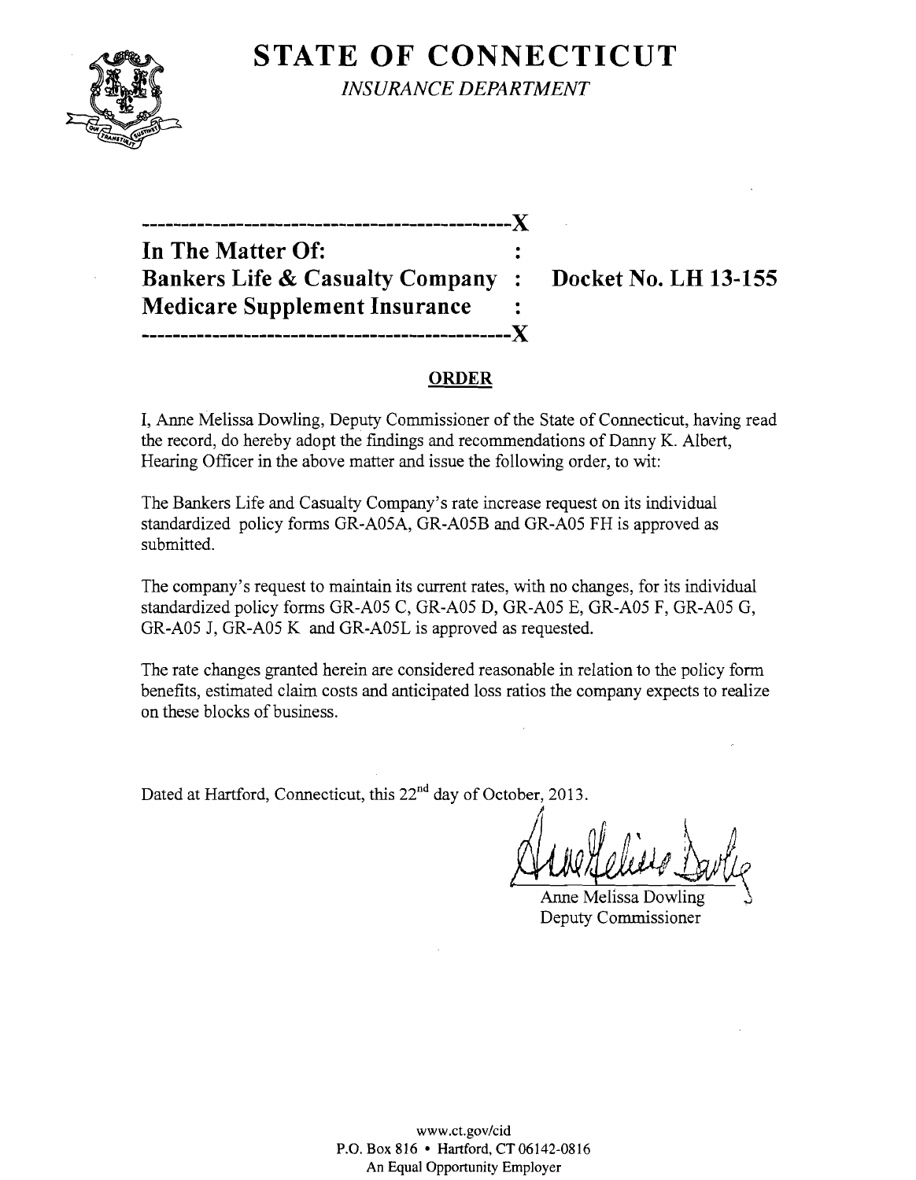# STATE OF CONNECTICUT

*INSURANCE DEPARTMENT*

---------------------------------------------X

**In The Matter Of:** :

**Bankers Life & Casualty Company** : **Docket No. LH 13-155**

**Medicare Supplement Insurance** :

---------------------------------------------X

## ORDER

I, Anne Melissa Dowling, Deputy Commissioner of the State of Connecticut, having read the record, do hereby adopt the findings and recommendations of Danny K. Albert, Hearing Officer in the above matter and issue the following order, to wit:

The Bankers Life and Casualty Company's rate increase request on its individual standardized policy forms GR-A05A, GR-A05B and GR-A05 FH is approved as submitted.

The company's request to maintain its current rates, with no changes, for its individual standardized policy forms GR-A05 C, GR-A05 D, GR-A05 E, GR-A05 F, GR-A05 G, GR-A05 J, GR-A05 K and GR-A05L is approved as requested.

The rate changes granted herein are considered reasonable in relation to the policy form benefits, estimated claim costs and anticipated loss ratios the company expects to realize on these blocks of business.

Dated at Hartford, Connecticut, this 22nd day of October, 2013.

Anne Melissa Dowling
Deputy Commissioner

www.ct.gov/cid
P.O. Box 816 • Hartford, CT 06142-0816
An Equal Opportunity Employer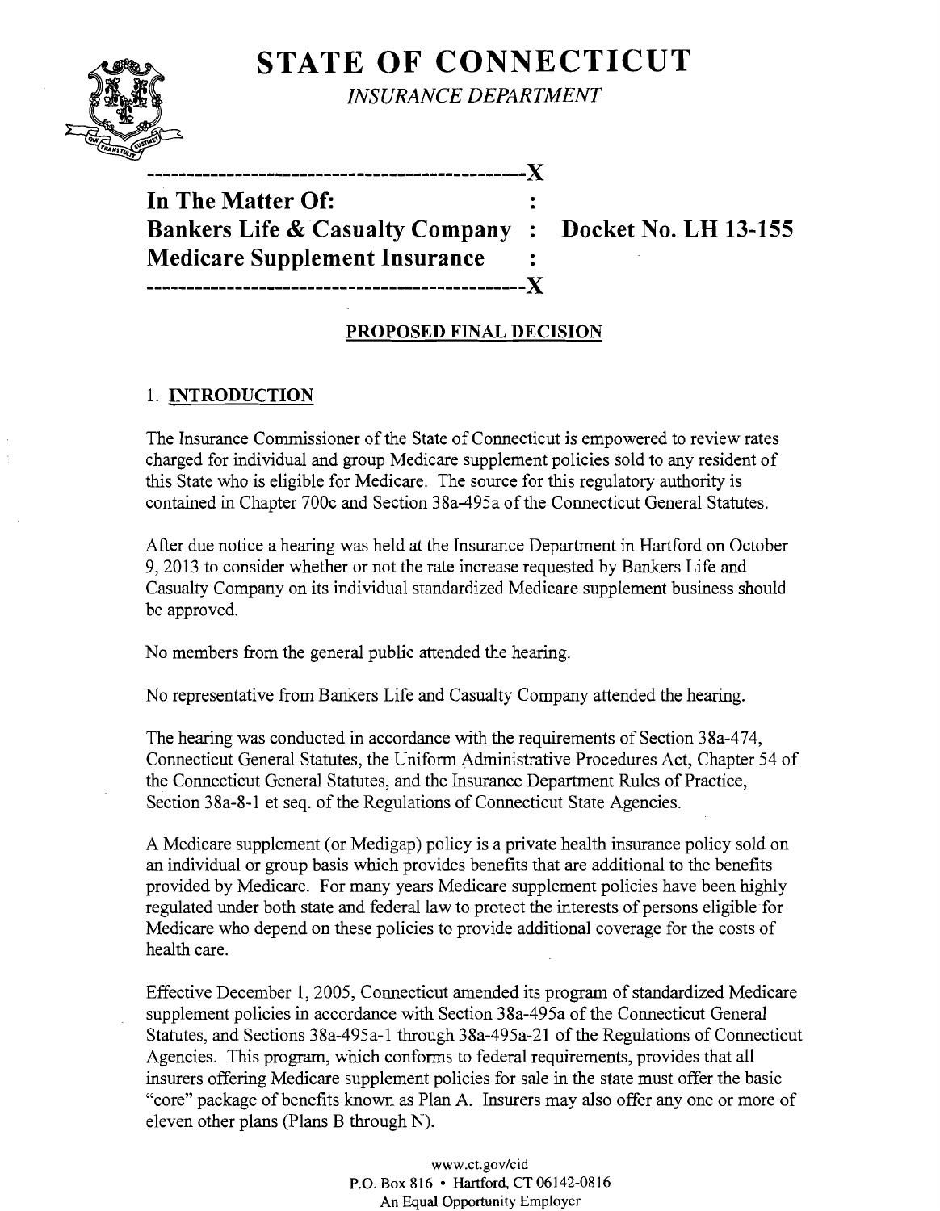# STATE OF CONNECTICUT

*INSURANCE DEPARTMENT*

---

**In The Matter Of:**
**Bankers Life & Casualty Company : Docket No. LH 13-155**
**Medicare Supplement Insurance**

---

## PROPOSED FINAL DECISION

### 1. INTRODUCTION

The Insurance Commissioner of the State of Connecticut is empowered to review rates charged for individual and group Medicare supplement policies sold to any resident of this State who is eligible for Medicare. The source for this regulatory authority is contained in Chapter 700c and Section 38a-495a of the Connecticut General Statutes.

After due notice a hearing was held at the Insurance Department in Hartford on October 9, 2013 to consider whether or not the rate increase requested by Bankers Life and Casualty Company on its individual standardized Medicare supplement business should be approved.

No members from the general public attended the hearing.

No representative from Bankers Life and Casualty Company attended the hearing.

The hearing was conducted in accordance with the requirements of Section 38a-474, Connecticut General Statutes, the Uniform Administrative Procedures Act, Chapter 54 of the Connecticut General Statutes, and the Insurance Department Rules of Practice, Section 38a-8-1 et seq. of the Regulations of Connecticut State Agencies.

A Medicare supplement (or Medigap) policy is a private health insurance policy sold on an individual or group basis which provides benefits that are additional to the benefits provided by Medicare. For many years Medicare supplement policies have been highly regulated under both state and federal law to protect the interests of persons eligible for Medicare who depend on these policies to provide additional coverage for the costs of health care.

Effective December 1, 2005, Connecticut amended its program of standardized Medicare supplement policies in accordance with Section 38a-495a of the Connecticut General Statutes, and Sections 38a-495a-1 through 38a-495a-21 of the Regulations of Connecticut Agencies. This program, which conforms to federal requirements, provides that all insurers offering Medicare supplement policies for sale in the state must offer the basic "core" package of benefits known as Plan A. Insurers may also offer any one or more of eleven other plans (Plans B through N).

www.ct.gov/cid
P.O. Box 816 • Hartford, CT 06142-0816
An Equal Opportunity Employer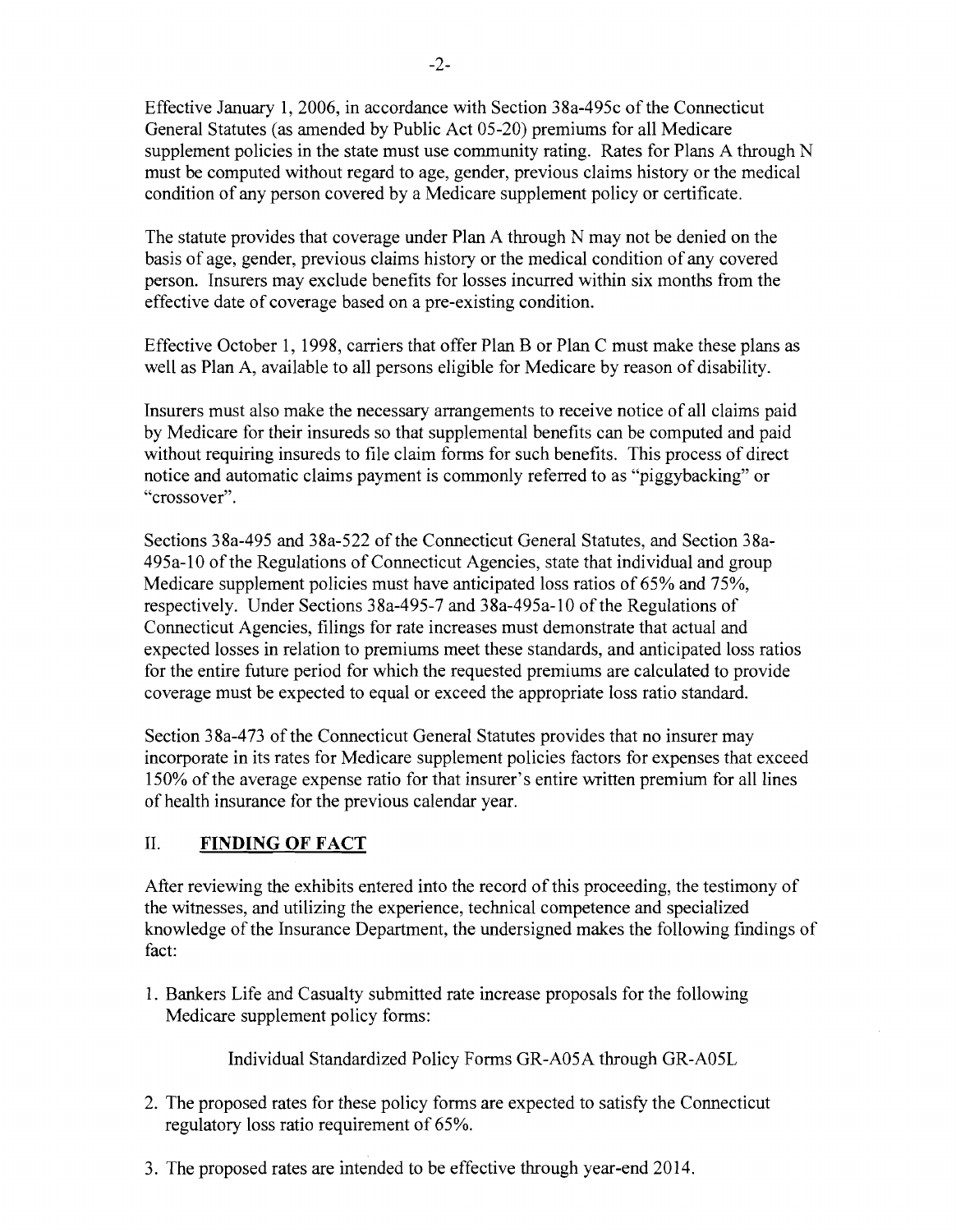Effective January 1, 2006, in accordance with Section 38a-495c of the Connecticut General Statutes (as amended by Public Act 05-20) premiums for all Medicare supplement policies in the state must use community rating. Rates for Plans A through N must be computed without regard to age, gender, previous claims history or the medical condition of any person covered by a Medicare supplement policy or certificate.

The statute provides that coverage under Plan A through N may not be denied on the basis of age, gender, previous claims history or the medical condition of any covered person. Insurers may exclude benefits for losses incurred within six months from the effective date of coverage based on a pre-existing condition.

Effective October 1, 1998, carriers that offer Plan B or Plan C must make these plans as well as Plan A, available to all persons eligible for Medicare by reason of disability.

Insurers must also make the necessary arrangements to receive notice of all claims paid by Medicare for their insureds so that supplemental benefits can be computed and paid without requiring insureds to file claim forms for such benefits. This process of direct notice and automatic claims payment is commonly referred to as "piggybacking" or "crossover".

Sections 38a-495 and 38a-522 of the Connecticut General Statutes, and Section 38a-495a-10 of the Regulations of Connecticut Agencies, state that individual and group Medicare supplement policies must have anticipated loss ratios of 65% and 75%, respectively. Under Sections 38a-495-7 and 38a-495a-10 of the Regulations of Connecticut Agencies, filings for rate increases must demonstrate that actual and expected losses in relation to premiums meet these standards, and anticipated loss ratios for the entire future period for which the requested premiums are calculated to provide coverage must be expected to equal or exceed the appropriate loss ratio standard.

Section 38a-473 of the Connecticut General Statutes provides that no insurer may incorporate in its rates for Medicare supplement policies factors for expenses that exceed 150% of the average expense ratio for that insurer's entire written premium for all lines of health insurance for the previous calendar year.

## II. FINDING OF FACT

After reviewing the exhibits entered into the record of this proceeding, the testimony of the witnesses, and utilizing the experience, technical competence and specialized knowledge of the Insurance Department, the undersigned makes the following findings of fact:

1. Bankers Life and Casualty submitted rate increase proposals for the following Medicare supplement policy forms:

   Individual Standardized Policy Forms GR-A05A through GR-A05L

2. The proposed rates for these policy forms are expected to satisfy the Connecticut regulatory loss ratio requirement of 65%.

3. The proposed rates are intended to be effective through year-end 2014.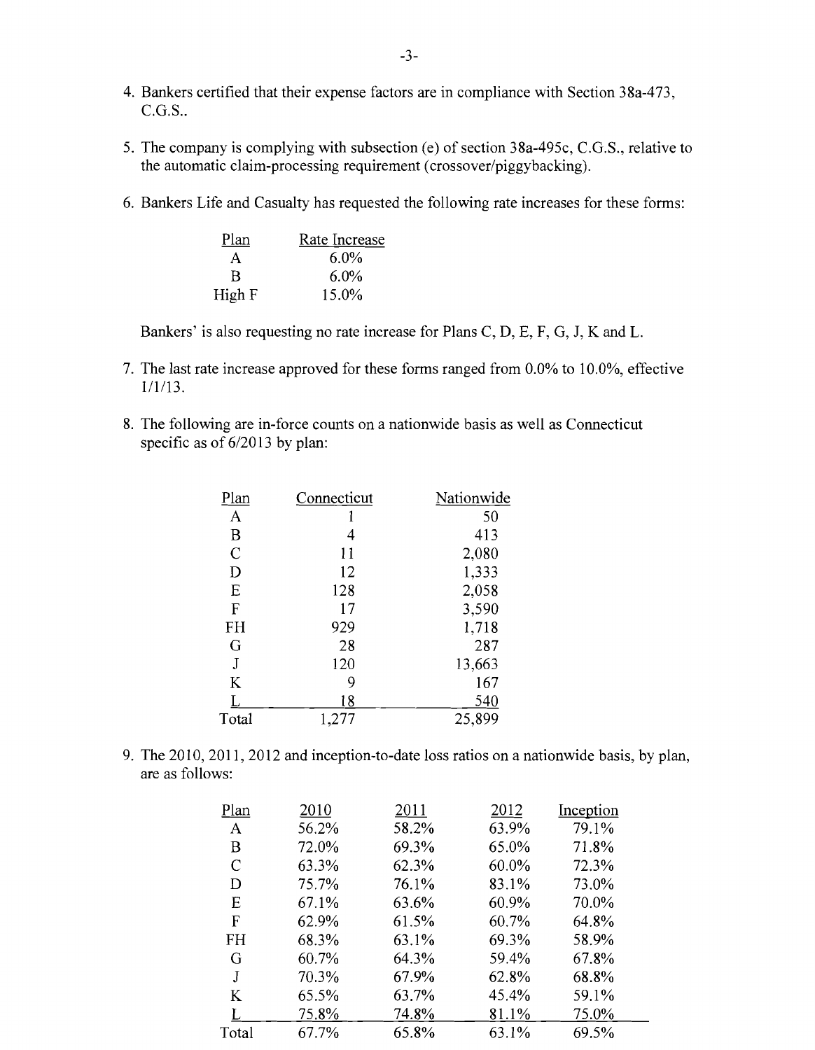4. Bankers certified that their expense factors are in compliance with Section 38a-473, C.G.S..

5. The company is complying with subsection (e) of section 38a-495c, C.G.S., relative to the automatic claim-processing requirement (crossover/piggybacking).

6. Bankers Life and Casualty has requested the following rate increases for these forms:

| Plan | Rate Increase |
|---|---|
| A | 6.0% |
| B | 6.0% |
| High F | 15.0% |

   Bankers' is also requesting no rate increase for Plans C, D, E, F, G, J, K and L.

7. The last rate increase approved for these forms ranged from 0.0% to 10.0%, effective 1/1/13.

8. The following are in-force counts on a nationwide basis as well as Connecticut specific as of 6/2013 by plan:

| Plan | Connecticut | Nationwide |
|---|---|---|
| A | 1 | 50 |
| B | 4 | 413 |
| C | 11 | 2,080 |
| D | 12 | 1,333 |
| E | 128 | 2,058 |
| F | 17 | 3,590 |
| FH | 929 | 1,718 |
| G | 28 | 287 |
| J | 120 | 13,663 |
| K | 9 | 167 |
| L | 18 | 540 |
| Total | 1,277 | 25,899 |

9. The 2010, 2011, 2012 and inception-to-date loss ratios on a nationwide basis, by plan, are as follows:

| Plan | 2010 | 2011 | 2012 | Inception |
|---|---|---|---|---|
| A | 56.2% | 58.2% | 63.9% | 79.1% |
| B | 72.0% | 69.3% | 65.0% | 71.8% |
| C | 63.3% | 62.3% | 60.0% | 72.3% |
| D | 75.7% | 76.1% | 83.1% | 73.0% |
| E | 67.1% | 63.6% | 60.9% | 70.0% |
| F | 62.9% | 61.5% | 60.7% | 64.8% |
| FH | 68.3% | 63.1% | 69.3% | 58.9% |
| G | 60.7% | 64.3% | 59.4% | 67.8% |
| J | 70.3% | 67.9% | 62.8% | 68.8% |
| K | 65.5% | 63.7% | 45.4% | 59.1% |
| L | 75.8% | 74.8% | 81.1% | 75.0% |
| Total | 67.7% | 65.8% | 63.1% | 69.5% |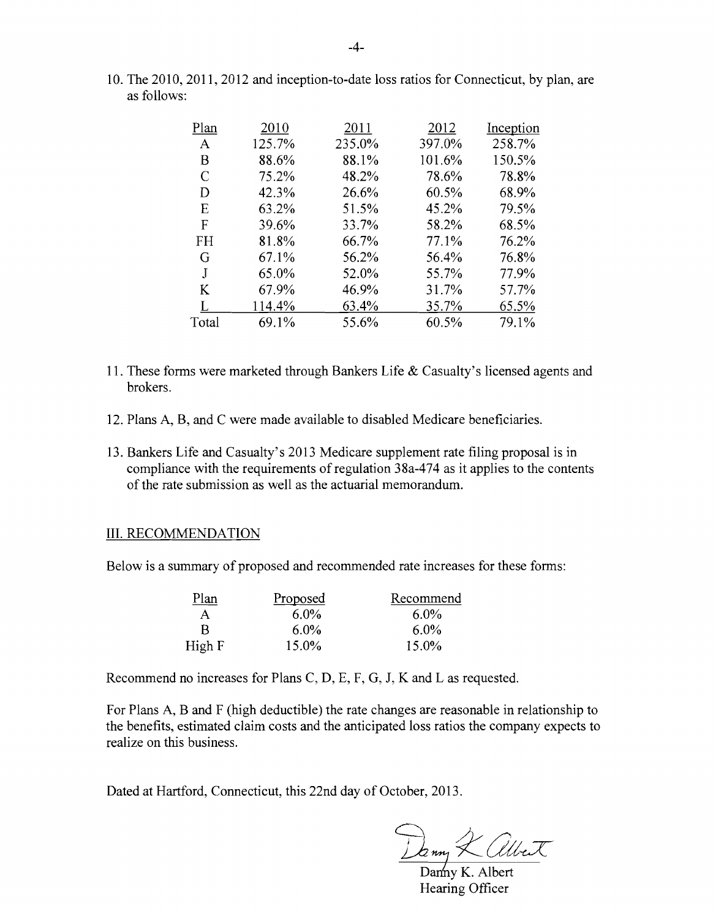10. The 2010, 2011, 2012 and inception-to-date loss ratios for Connecticut, by plan, are as follows:

| Plan | 2010 | 2011 | 2012 | Inception |
|---|---|---|---|---|
| A | 125.7% | 235.0% | 397.0% | 258.7% |
| B | 88.6% | 88.1% | 101.6% | 150.5% |
| C | 75.2% | 48.2% | 78.6% | 78.8% |
| D | 42.3% | 26.6% | 60.5% | 68.9% |
| E | 63.2% | 51.5% | 45.2% | 79.5% |
| F | 39.6% | 33.7% | 58.2% | 68.5% |
| FH | 81.8% | 66.7% | 77.1% | 76.2% |
| G | 67.1% | 56.2% | 56.4% | 76.8% |
| J | 65.0% | 52.0% | 55.7% | 77.9% |
| K | 67.9% | 46.9% | 31.7% | 57.7% |
| L | 114.4% | 63.4% | 35.7% | 65.5% |
| Total | 69.1% | 55.6% | 60.5% | 79.1% |

11. These forms were marketed through Bankers Life & Casualty's licensed agents and brokers.

12. Plans A, B, and C were made available to disabled Medicare beneficiaries.

13. Bankers Life and Casualty's 2013 Medicare supplement rate filing proposal is in compliance with the requirements of regulation 38a-474 as it applies to the contents of the rate submission as well as the actuarial memorandum.

## III. RECOMMENDATION

Below is a summary of proposed and recommended rate increases for these forms:

| Plan | Proposed | Recommend |
|---|---|---|
| A | 6.0% | 6.0% |
| B | 6.0% | 6.0% |
| High F | 15.0% | 15.0% |

Recommend no increases for Plans C, D, E, F, G, J, K and L as requested.

For Plans A, B and F (high deductible) the rate changes are reasonable in relationship to the benefits, estimated claim costs and the anticipated loss ratios the company expects to realize on this business.

Dated at Hartford, Connecticut, this 22nd day of October, 2013.

Danny K. Albert
Hearing Officer